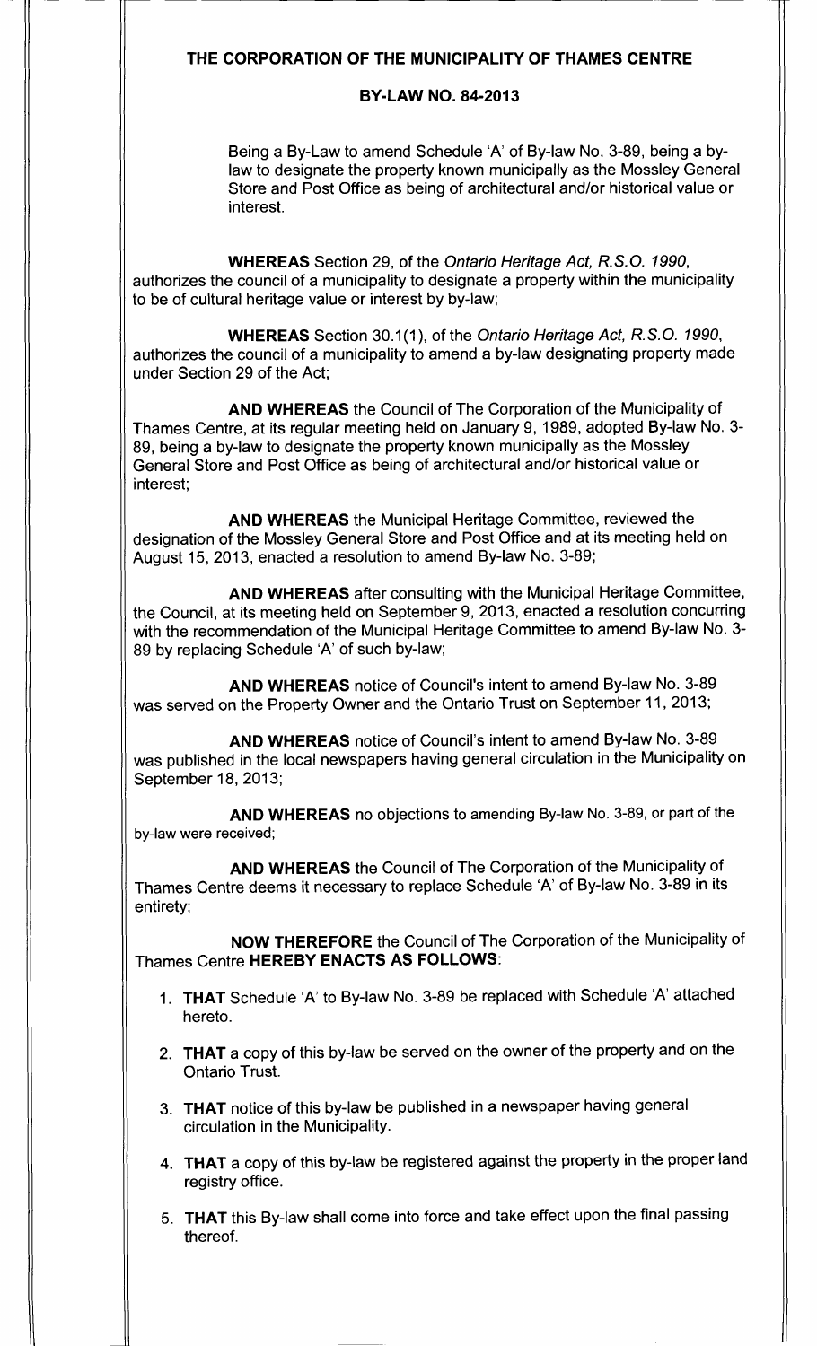# THE CORPORATION OF THE MUNICIPALITY OF THAMES CENTRE

## BY-LAW NO. 84-2013

Being a By-Law to amend Schedule 'A' of By-law No. 3-89, being a by-law to designate the property known municipally as the Mossley General Store and Post Office as being of architectural and/or historical value or interest.

**WHEREAS** Section 29, of the *Ontario Heritage Act, R.S.O. 1990*, authorizes the council of a municipality to designate a property within the municipality to be of cultural heritage value or interest by by-law;

**WHEREAS** Section 30.1(1), of the *Ontario Heritage Act, R.S.O. 1990*, authorizes the council of a municipality to amend a by-law designating property made under Section 29 of the Act;

**AND WHEREAS** the Council of The Corporation of the Municipality of Thames Centre, at its regular meeting held on January 9, 1989, adopted By-law No. 3-89, being a by-law to designate the property known municipally as the Mossley General Store and Post Office as being of architectural and/or historical value or interest;

**AND WHEREAS** the Municipal Heritage Committee, reviewed the designation of the Mossley General Store and Post Office and at its meeting held on August 15, 2013, enacted a resolution to amend By-law No. 3-89;

**AND WHEREAS** after consulting with the Municipal Heritage Committee, the Council, at its meeting held on September 9, 2013, enacted a resolution concurring with the recommendation of the Municipal Heritage Committee to amend By-law No. 3-89 by replacing Schedule 'A' of such by-law;

**AND WHEREAS** notice of Council's intent to amend By-law No. 3-89 was served on the Property Owner and the Ontario Trust on September 11, 2013;

**AND WHEREAS** notice of Council's intent to amend By-law No. 3-89 was published in the local newspapers having general circulation in the Municipality on September 18, 2013;

**AND WHEREAS** no objections to amending By-law No. 3-89, or part of the by-law were received;

**AND WHEREAS** the Council of The Corporation of the Municipality of Thames Centre deems it necessary to replace Schedule 'A' of By-law No. 3-89 in its entirety;

**NOW THEREFORE** the Council of The Corporation of the Municipality of Thames Centre **HEREBY ENACTS AS FOLLOWS**:

1. **THAT** Schedule 'A' to By-law No. 3-89 be replaced with Schedule 'A' attached hereto.

2. **THAT** a copy of this by-law be served on the owner of the property and on the Ontario Trust.

3. **THAT** notice of this by-law be published in a newspaper having general circulation in the Municipality.

4. **THAT** a copy of this by-law be registered against the property in the proper land registry office.

5. **THAT** this By-law shall come into force and take effect upon the final passing thereof.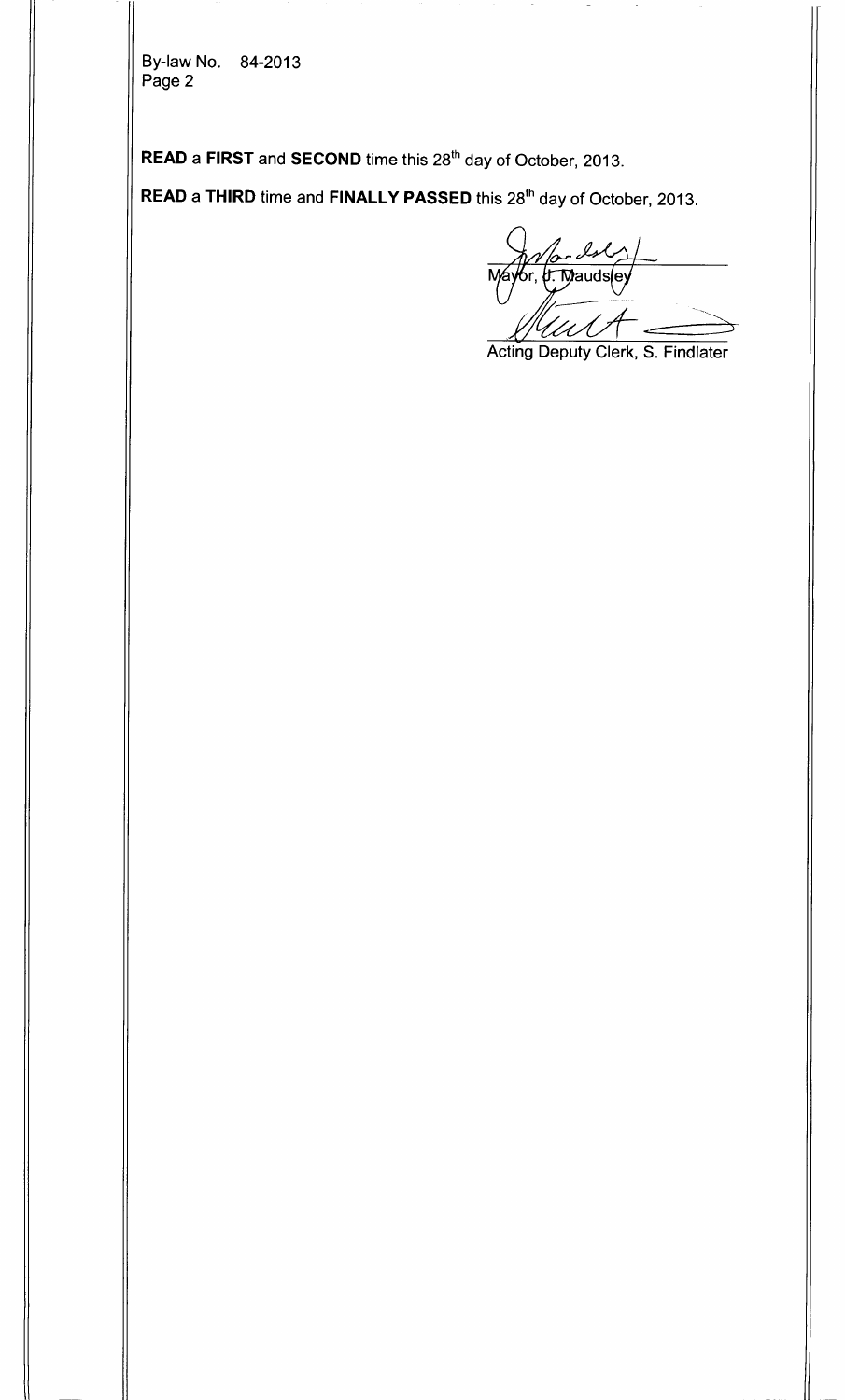By-law No. 84-2013
Page 2

**READ** a **FIRST** and **SECOND** time this 28th day of October, 2013.

**READ** a **THIRD** time and **FINALLY PASSED** this 28th day of October, 2013.

Mayor, J. Maudsley

Acting Deputy Clerk, S. Findlater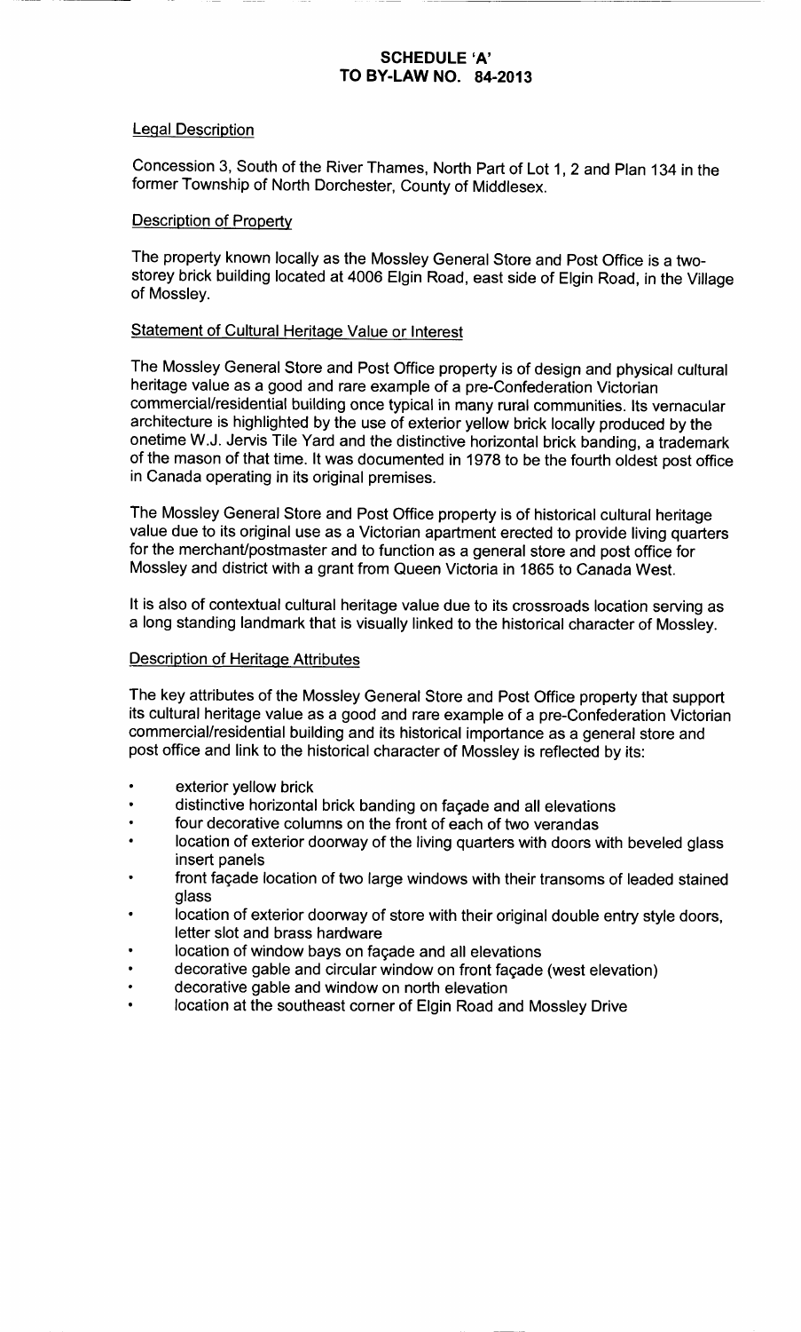# SCHEDULE 'A'
# TO BY-LAW NO. 84-2013

## Legal Description

Concession 3, South of the River Thames, North Part of Lot 1, 2 and Plan 134 in the former Township of North Dorchester, County of Middlesex.

## Description of Property

The property known locally as the Mossley General Store and Post Office is a two-storey brick building located at 4006 Elgin Road, east side of Elgin Road, in the Village of Mossley.

## Statement of Cultural Heritage Value or Interest

The Mossley General Store and Post Office property is of design and physical cultural heritage value as a good and rare example of a pre-Confederation Victorian commercial/residential building once typical in many rural communities. Its vernacular architecture is highlighted by the use of exterior yellow brick locally produced by the onetime W.J. Jervis Tile Yard and the distinctive horizontal brick banding, a trademark of the mason of that time. It was documented in 1978 to be the fourth oldest post office in Canada operating in its original premises.

The Mossley General Store and Post Office property is of historical cultural heritage value due to its original use as a Victorian apartment erected to provide living quarters for the merchant/postmaster and to function as a general store and post office for Mossley and district with a grant from Queen Victoria in 1865 to Canada West.

It is also of contextual cultural heritage value due to its crossroads location serving as a long standing landmark that is visually linked to the historical character of Mossley.

## Description of Heritage Attributes

The key attributes of the Mossley General Store and Post Office property that support its cultural heritage value as a good and rare example of a pre-Confederation Victorian commercial/residential building and its historical importance as a general store and post office and link to the historical character of Mossley is reflected by its:

- exterior yellow brick
- distinctive horizontal brick banding on façade and all elevations
- four decorative columns on the front of each of two verandas
- location of exterior doorway of the living quarters with doors with beveled glass insert panels
- front façade location of two large windows with their transoms of leaded stained glass
- location of exterior doorway of store with their original double entry style doors, letter slot and brass hardware
- location of window bays on façade and all elevations
- decorative gable and circular window on front façade (west elevation)
- decorative gable and window on north elevation
- location at the southeast corner of Elgin Road and Mossley Drive